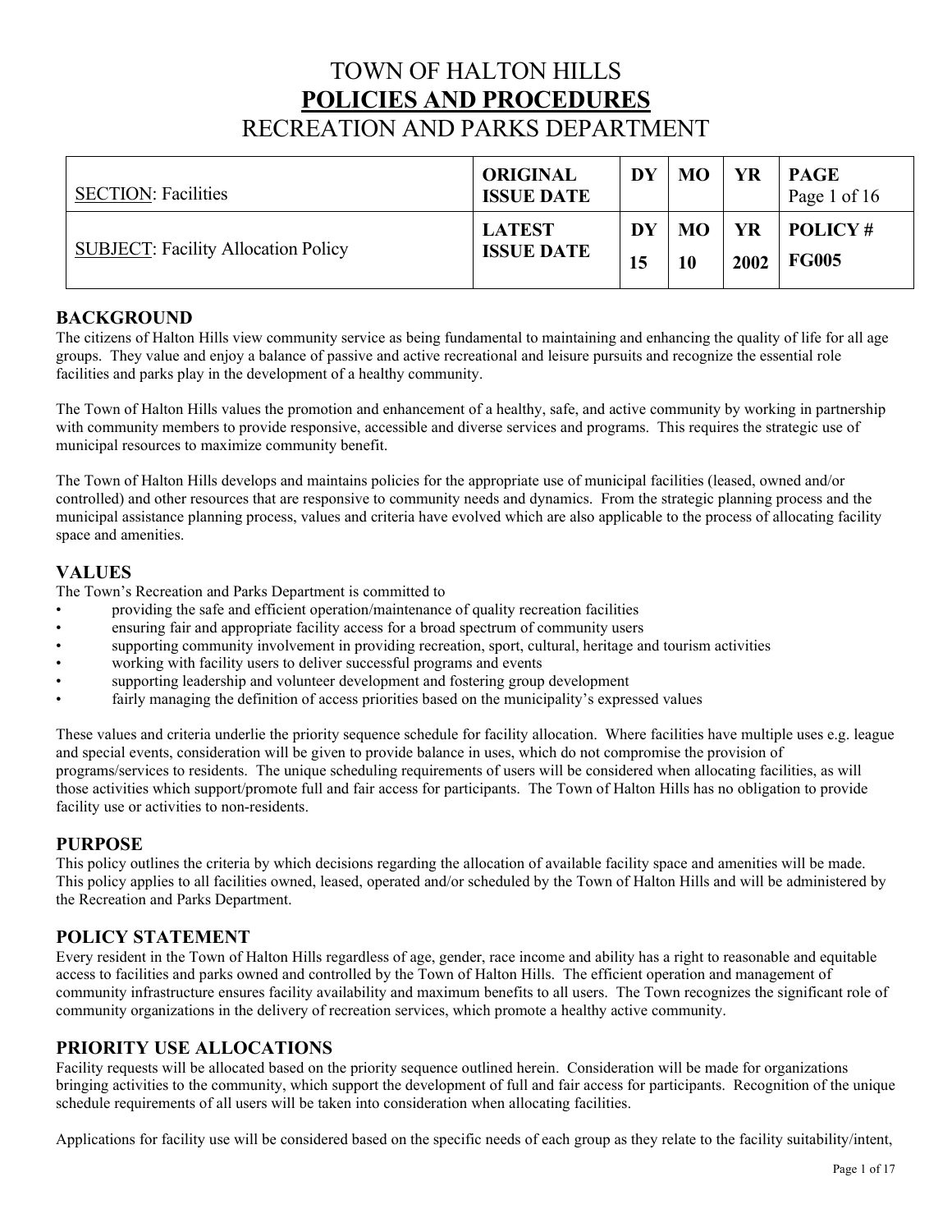# TOWN OF HALTON HILLS

## **POLICIES AND PROCEDURES**

## RECREATION AND PARKS DEPARTMENT

| SECTION: Facilities | **ORIGINAL ISSUE DATE** | **DY** | **MO** | **YR** | **PAGE** Page 1 of 16 |
|---|---|---|---|---|---|
| SUBJECT: Facility Allocation Policy | **LATEST ISSUE DATE** | **DY** **15** | **MO** **10** | **YR** **2002** | **POLICY #** **FG005** |

## BACKGROUND

The citizens of Halton Hills view community service as being fundamental to maintaining and enhancing the quality of life for all age groups. They value and enjoy a balance of passive and active recreational and leisure pursuits and recognize the essential role facilities and parks play in the development of a healthy community.

The Town of Halton Hills values the promotion and enhancement of a healthy, safe, and active community by working in partnership with community members to provide responsive, accessible and diverse services and programs. This requires the strategic use of municipal resources to maximize community benefit.

The Town of Halton Hills develops and maintains policies for the appropriate use of municipal facilities (leased, owned and/or controlled) and other resources that are responsive to community needs and dynamics. From the strategic planning process and the municipal assistance planning process, values and criteria have evolved which are also applicable to the process of allocating facility space and amenities.

## VALUES

The Town's Recreation and Parks Department is committed to

- providing the safe and efficient operation/maintenance of quality recreation facilities
- ensuring fair and appropriate facility access for a broad spectrum of community users
- supporting community involvement in providing recreation, sport, cultural, heritage and tourism activities
- working with facility users to deliver successful programs and events
- supporting leadership and volunteer development and fostering group development
- fairly managing the definition of access priorities based on the municipality's expressed values

These values and criteria underlie the priority sequence schedule for facility allocation. Where facilities have multiple uses e.g. league and special events, consideration will be given to provide balance in uses, which do not compromise the provision of programs/services to residents. The unique scheduling requirements of users will be considered when allocating facilities, as will those activities which support/promote full and fair access for participants. The Town of Halton Hills has no obligation to provide facility use or activities to non-residents.

## PURPOSE

This policy outlines the criteria by which decisions regarding the allocation of available facility space and amenities will be made. This policy applies to all facilities owned, leased, operated and/or scheduled by the Town of Halton Hills and will be administered by the Recreation and Parks Department.

## POLICY STATEMENT

Every resident in the Town of Halton Hills regardless of age, gender, race income and ability has a right to reasonable and equitable access to facilities and parks owned and controlled by the Town of Halton Hills. The efficient operation and management of community infrastructure ensures facility availability and maximum benefits to all users. The Town recognizes the significant role of community organizations in the delivery of recreation services, which promote a healthy active community.

## PRIORITY USE ALLOCATIONS

Facility requests will be allocated based on the priority sequence outlined herein. Consideration will be made for organizations bringing activities to the community, which support the development of full and fair access for participants. Recognition of the unique schedule requirements of all users will be taken into consideration when allocating facilities.

Applications for facility use will be considered based on the specific needs of each group as they relate to the facility suitability/intent,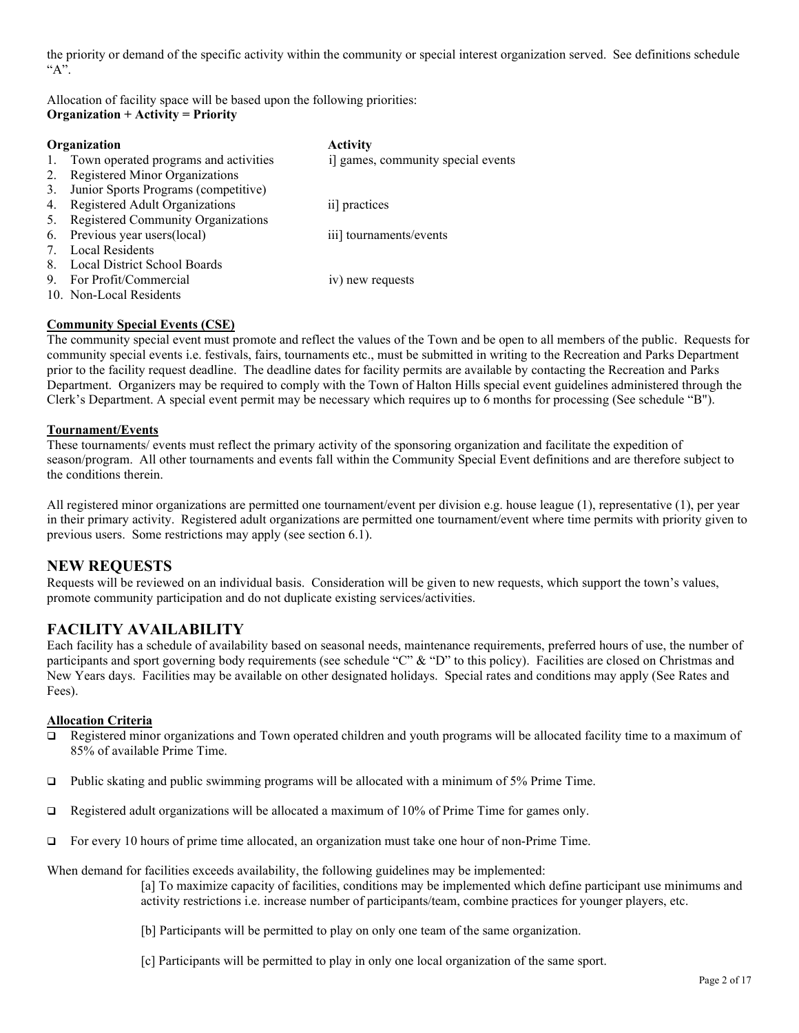the priority or demand of the specific activity within the community or special interest organization served. See definitions schedule "A".

Allocation of facility space will be based upon the following priorities:
**Organization + Activity = Priority**

| **Organization** | **Activity** |
|---|---|
| 1. Town operated programs and activities | i] games, community special events |
| 2. Registered Minor Organizations | |
| 3. Junior Sports Programs (competitive) | |
| 4. Registered Adult Organizations | ii] practices |
| 5. Registered Community Organizations | |
| 6. Previous year users(local) | iii] tournaments/events |
| 7. Local Residents | |
| 8. Local District School Boards | |
| 9. For Profit/Commercial | iv) new requests |
| 10. Non-Local Residents | |

**Community Special Events (CSE)**

The community special event must promote and reflect the values of the Town and be open to all members of the public. Requests for community special events i.e. festivals, fairs, tournaments etc., must be submitted in writing to the Recreation and Parks Department prior to the facility request deadline. The deadline dates for facility permits are available by contacting the Recreation and Parks Department. Organizers may be required to comply with the Town of Halton Hills special event guidelines administered through the Clerk's Department. A special event permit may be necessary which requires up to 6 months for processing (See schedule "B").

**Tournament/Events**

These tournaments/ events must reflect the primary activity of the sponsoring organization and facilitate the expedition of season/program. All other tournaments and events fall within the Community Special Event definitions and are therefore subject to the conditions therein.

All registered minor organizations are permitted one tournament/event per division e.g. house league (1), representative (1), per year in their primary activity. Registered adult organizations are permitted one tournament/event where time permits with priority given to previous users. Some restrictions may apply (see section 6.1).

## NEW REQUESTS

Requests will be reviewed on an individual basis. Consideration will be given to new requests, which support the town's values, promote community participation and do not duplicate existing services/activities.

## FACILITY AVAILABILITY

Each facility has a schedule of availability based on seasonal needs, maintenance requirements, preferred hours of use, the number of participants and sport governing body requirements (see schedule "C" & "D" to this policy). Facilities are closed on Christmas and New Years days. Facilities may be available on other designated holidays. Special rates and conditions may apply (See Rates and Fees).

**Allocation Criteria**

- Registered minor organizations and Town operated children and youth programs will be allocated facility time to a maximum of 85% of available Prime Time.
- Public skating and public swimming programs will be allocated with a minimum of 5% Prime Time.
- Registered adult organizations will be allocated a maximum of 10% of Prime Time for games only.
- For every 10 hours of prime time allocated, an organization must take one hour of non-Prime Time.

When demand for facilities exceeds availability, the following guidelines may be implemented:

[a] To maximize capacity of facilities, conditions may be implemented which define participant use minimums and activity restrictions i.e. increase number of participants/team, combine practices for younger players, etc.

[b] Participants will be permitted to play on only one team of the same organization.

[c] Participants will be permitted to play in only one local organization of the same sport.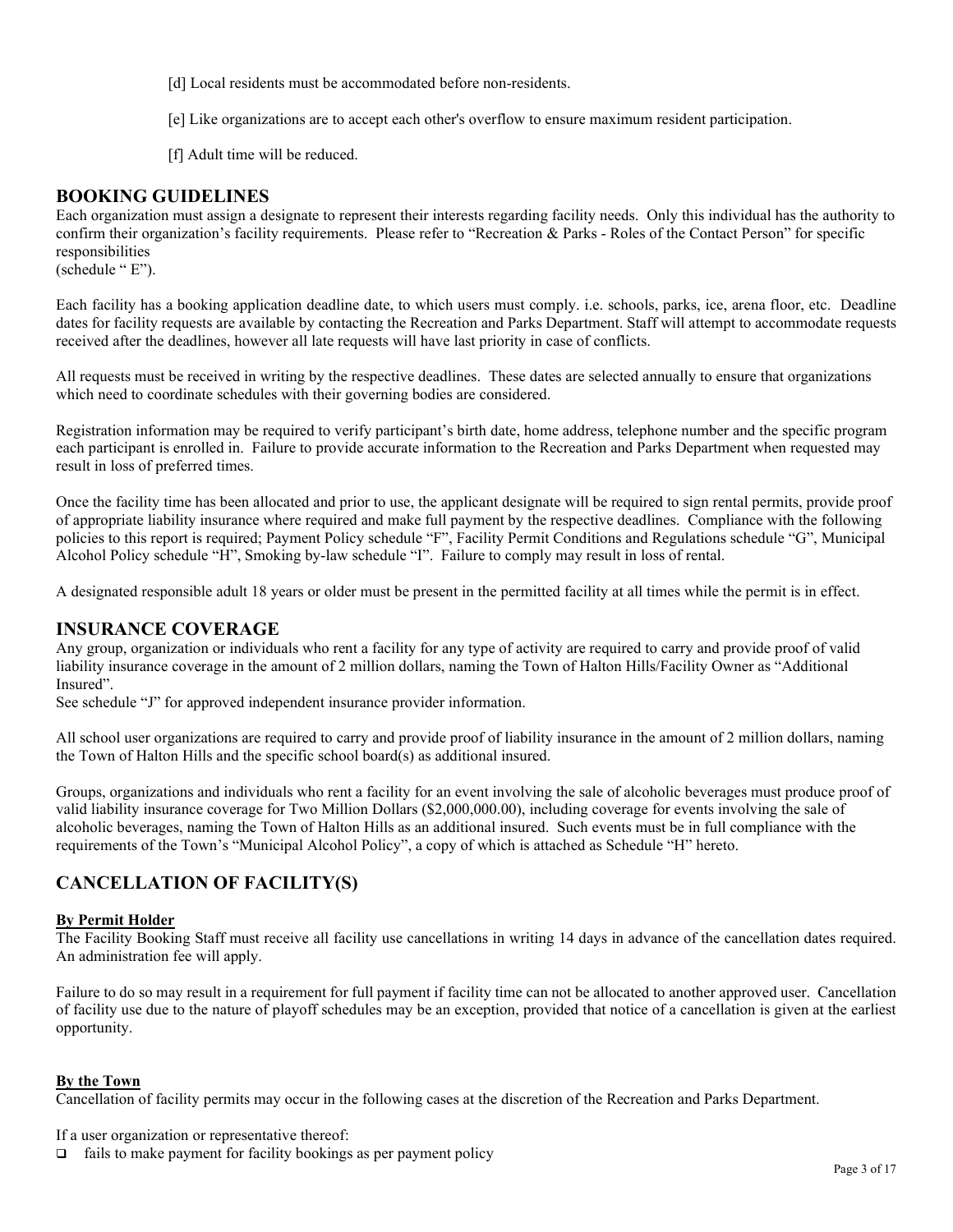[d] Local residents must be accommodated before non-residents.

[e] Like organizations are to accept each other's overflow to ensure maximum resident participation.

[f] Adult time will be reduced.

## BOOKING GUIDELINES

Each organization must assign a designate to represent their interests regarding facility needs. Only this individual has the authority to confirm their organization's facility requirements. Please refer to "Recreation & Parks - Roles of the Contact Person" for specific responsibilities (schedule " E").

Each facility has a booking application deadline date, to which users must comply. i.e. schools, parks, ice, arena floor, etc. Deadline dates for facility requests are available by contacting the Recreation and Parks Department. Staff will attempt to accommodate requests received after the deadlines, however all late requests will have last priority in case of conflicts.

All requests must be received in writing by the respective deadlines. These dates are selected annually to ensure that organizations which need to coordinate schedules with their governing bodies are considered.

Registration information may be required to verify participant's birth date, home address, telephone number and the specific program each participant is enrolled in. Failure to provide accurate information to the Recreation and Parks Department when requested may result in loss of preferred times.

Once the facility time has been allocated and prior to use, the applicant designate will be required to sign rental permits, provide proof of appropriate liability insurance where required and make full payment by the respective deadlines. Compliance with the following policies to this report is required; Payment Policy schedule "F", Facility Permit Conditions and Regulations schedule "G", Municipal Alcohol Policy schedule "H", Smoking by-law schedule "I". Failure to comply may result in loss of rental.

A designated responsible adult 18 years or older must be present in the permitted facility at all times while the permit is in effect.

## INSURANCE COVERAGE

Any group, organization or individuals who rent a facility for any type of activity are required to carry and provide proof of valid liability insurance coverage in the amount of 2 million dollars, naming the Town of Halton Hills/Facility Owner as "Additional Insured".
See schedule "J" for approved independent insurance provider information.

All school user organizations are required to carry and provide proof of liability insurance in the amount of 2 million dollars, naming the Town of Halton Hills and the specific school board(s) as additional insured.

Groups, organizations and individuals who rent a facility for an event involving the sale of alcoholic beverages must produce proof of valid liability insurance coverage for Two Million Dollars ($2,000,000.00), including coverage for events involving the sale of alcoholic beverages, naming the Town of Halton Hills as an additional insured. Such events must be in full compliance with the requirements of the Town's "Municipal Alcohol Policy", a copy of which is attached as Schedule "H" hereto.

## CANCELLATION OF FACILITY(S)

**By Permit Holder**

The Facility Booking Staff must receive all facility use cancellations in writing 14 days in advance of the cancellation dates required. An administration fee will apply.

Failure to do so may result in a requirement for full payment if facility time can not be allocated to another approved user. Cancellation of facility use due to the nature of playoff schedules may be an exception, provided that notice of a cancellation is given at the earliest opportunity.

**By the Town**

Cancellation of facility permits may occur in the following cases at the discretion of the Recreation and Parks Department.

If a user organization or representative thereof:

- fails to make payment for facility bookings as per payment policy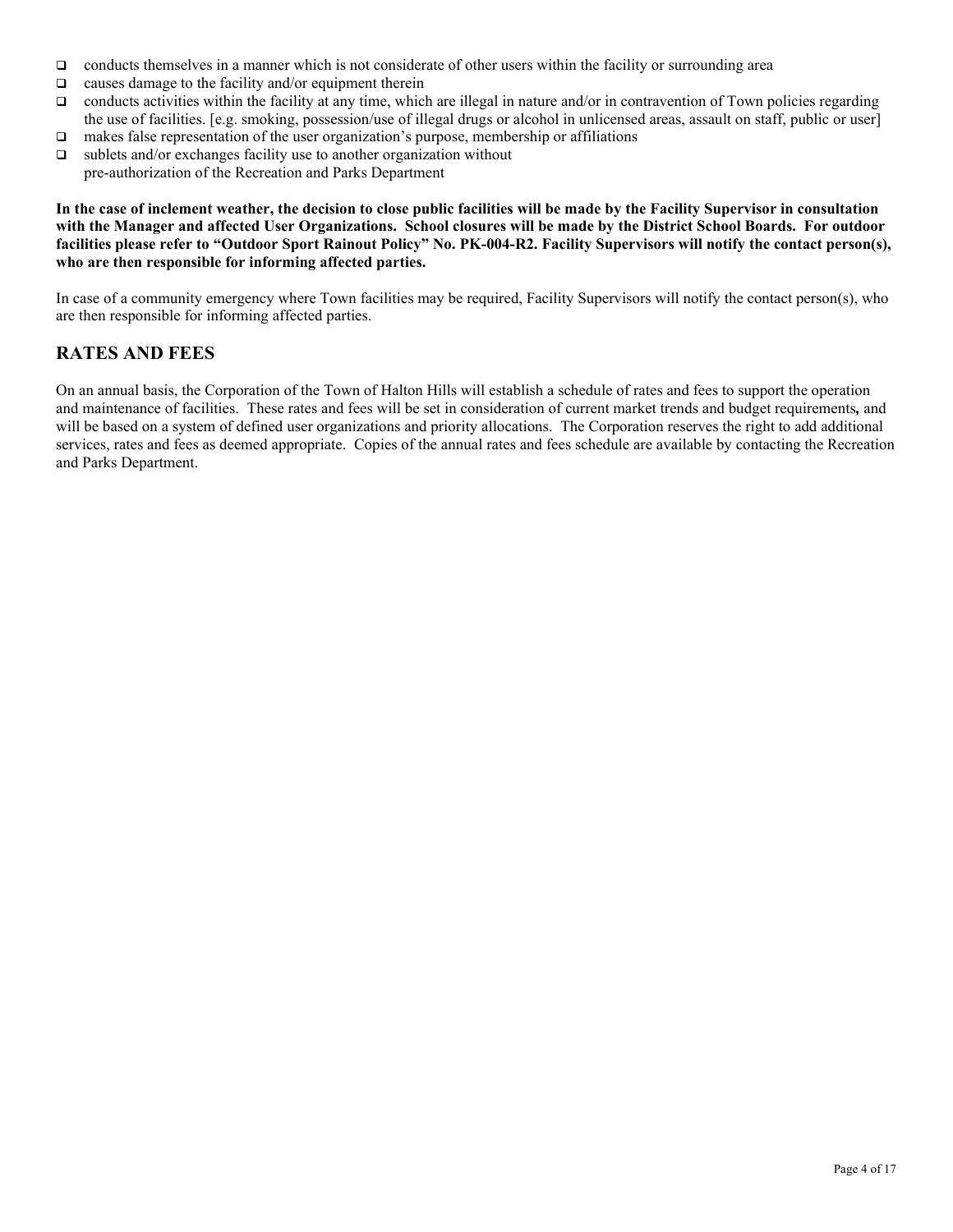- conducts themselves in a manner which is not considerate of other users within the facility or surrounding area
- causes damage to the facility and/or equipment therein
- conducts activities within the facility at any time, which are illegal in nature and/or in contravention of Town policies regarding the use of facilities. [e.g. smoking, possession/use of illegal drugs or alcohol in unlicensed areas, assault on staff, public or user]
- makes false representation of the user organization's purpose, membership or affiliations
- sublets and/or exchanges facility use to another organization without pre-authorization of the Recreation and Parks Department

**In the case of inclement weather, the decision to close public facilities will be made by the Facility Supervisor in consultation with the Manager and affected User Organizations. School closures will be made by the District School Boards. For outdoor facilities please refer to "Outdoor Sport Rainout Policy" No. PK-004-R2. Facility Supervisors will notify the contact person(s), who are then responsible for informing affected parties.**

In case of a community emergency where Town facilities may be required, Facility Supervisors will notify the contact person(s), who are then responsible for informing affected parties.

## RATES AND FEES

On an annual basis, the Corporation of the Town of Halton Hills will establish a schedule of rates and fees to support the operation and maintenance of facilities. These rates and fees will be set in consideration of current market trends and budget requirements, and will be based on a system of defined user organizations and priority allocations. The Corporation reserves the right to add additional services, rates and fees as deemed appropriate. Copies of the annual rates and fees schedule are available by contacting the Recreation and Parks Department.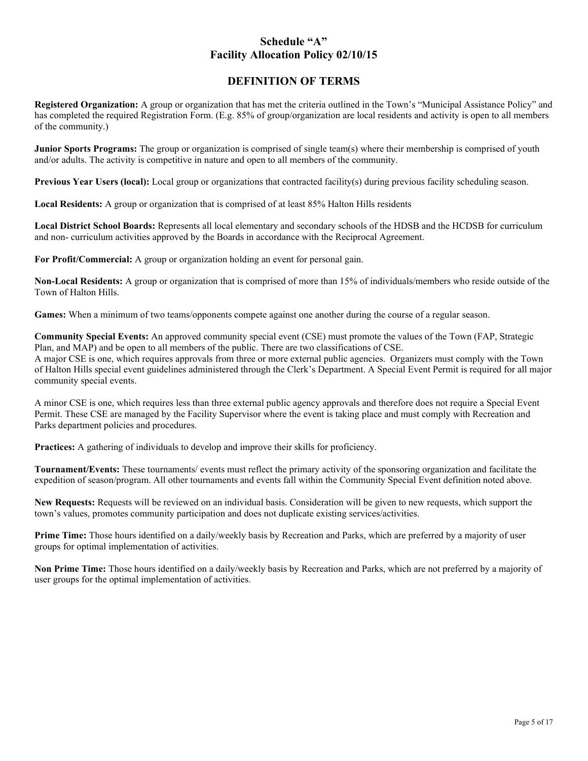# Schedule "A"
# Facility Allocation Policy 02/10/15

## DEFINITION OF TERMS

**Registered Organization:** A group or organization that has met the criteria outlined in the Town's "Municipal Assistance Policy" and has completed the required Registration Form. (E.g. 85% of group/organization are local residents and activity is open to all members of the community.)

**Junior Sports Programs:** The group or organization is comprised of single team(s) where their membership is comprised of youth and/or adults. The activity is competitive in nature and open to all members of the community.

**Previous Year Users (local):** Local group or organizations that contracted facility(s) during previous facility scheduling season.

**Local Residents:** A group or organization that is comprised of at least 85% Halton Hills residents

**Local District School Boards:** Represents all local elementary and secondary schools of the HDSB and the HCDSB for curriculum and non- curriculum activities approved by the Boards in accordance with the Reciprocal Agreement.

**For Profit/Commercial:** A group or organization holding an event for personal gain.

**Non-Local Residents:** A group or organization that is comprised of more than 15% of individuals/members who reside outside of the Town of Halton Hills.

**Games:** When a minimum of two teams/opponents compete against one another during the course of a regular season.

**Community Special Events:** An approved community special event (CSE) must promote the values of the Town (FAP, Strategic Plan, and MAP) and be open to all members of the public. There are two classifications of CSE.
A major CSE is one, which requires approvals from three or more external public agencies. Organizers must comply with the Town of Halton Hills special event guidelines administered through the Clerk's Department. A Special Event Permit is required for all major community special events.

A minor CSE is one, which requires less than three external public agency approvals and therefore does not require a Special Event Permit. These CSE are managed by the Facility Supervisor where the event is taking place and must comply with Recreation and Parks department policies and procedures.

**Practices:** A gathering of individuals to develop and improve their skills for proficiency.

**Tournament/Events:** These tournaments/ events must reflect the primary activity of the sponsoring organization and facilitate the expedition of season/program. All other tournaments and events fall within the Community Special Event definition noted above.

**New Requests:** Requests will be reviewed on an individual basis. Consideration will be given to new requests, which support the town's values, promotes community participation and does not duplicate existing services/activities.

**Prime Time:** Those hours identified on a daily/weekly basis by Recreation and Parks, which are preferred by a majority of user groups for optimal implementation of activities.

**Non Prime Time:** Those hours identified on a daily/weekly basis by Recreation and Parks, which are not preferred by a majority of user groups for the optimal implementation of activities.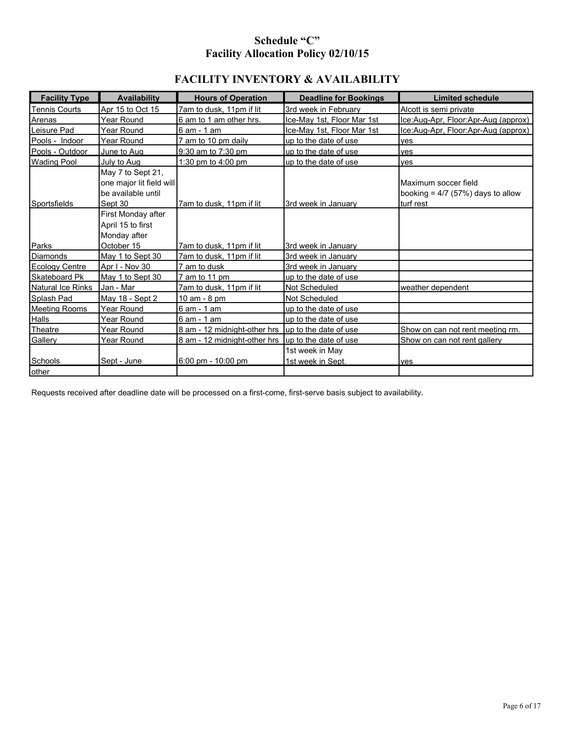# Schedule "C"
# Facility Allocation Policy 02/10/15

## FACILITY INVENTORY & AVAILABILITY

| Facility Type | Availability | Hours of Operation | Deadline for Bookings | Limited schedule |
|---|---|---|---|---|
| Tennis Courts | Apr 15 to Oct 15 | 7am to dusk, 11pm if lit | 3rd week in February | Alcott is semi private |
| Arenas | Year Round | 6 am to 1 am other hrs. | Ice-May 1st, Floor Mar 1st | Ice:Aug-Apr, Floor:Apr-Aug (approx) |
| Leisure Pad | Year Round | 6 am - 1 am | Ice-May 1st, Floor Mar 1st | Ice:Aug-Apr, Floor:Apr-Aug (approx) |
| Pools - Indoor | Year Round | 7 am to 10 pm daily | up to the date of use | yes |
| Pools - Outdoor | June to Aug | 9:30 am to 7:30 pm | up to the date of use | yes |
| Wading Pool | July to Aug | 1:30 pm to 4:00 pm | up to the date of use | yes |
| Sportsfields | May 7 to Sept 21, one major lit field will be available until Sept 30 | 7am to dusk, 11pm if lit | 3rd week in January | Maximum soccer field booking = 4/7 (57%) days to allow turf rest |
| Parks | First Monday after April 15 to first Monday after October 15 | 7am to dusk, 11pm if lit | 3rd week in January | |
| Diamonds | May 1 to Sept 30 | 7am to dusk, 11pm if lit | 3rd week in January | |
| Ecology Centre | Apr I - Nov 30 | 7 am to dusk | 3rd week in January | |
| Skateboard Pk | May 1 to Sept 30 | 7 am to 11 pm | up to the date of use | |
| Natural Ice Rinks | Jan - Mar | 7am to dusk, 11pm if lit | Not Scheduled | weather dependent |
| Splash Pad | May 18 - Sept 2 | 10 am - 8 pm | Not Scheduled | |
| Meeting Rooms | Year Round | 6 am - 1 am | up to the date of use | |
| Halls | Year Round | 6 am - 1 am | up to the date of use | |
| Theatre | Year Round | 8 am - 12 midnight-other hrs | up to the date of use | Show on can not rent meeting rm. |
| Gallery | Year Round | 8 am - 12 midnight-other hrs | up to the date of use | Show on can not rent gallery |
| Schools | Sept - June | 6:00 pm - 10:00 pm | 1st week in May 1st week in Sept. | yes |
| other | | | | |

Requests received after deadline date will be processed on a first-come, first-serve basis subject to availability.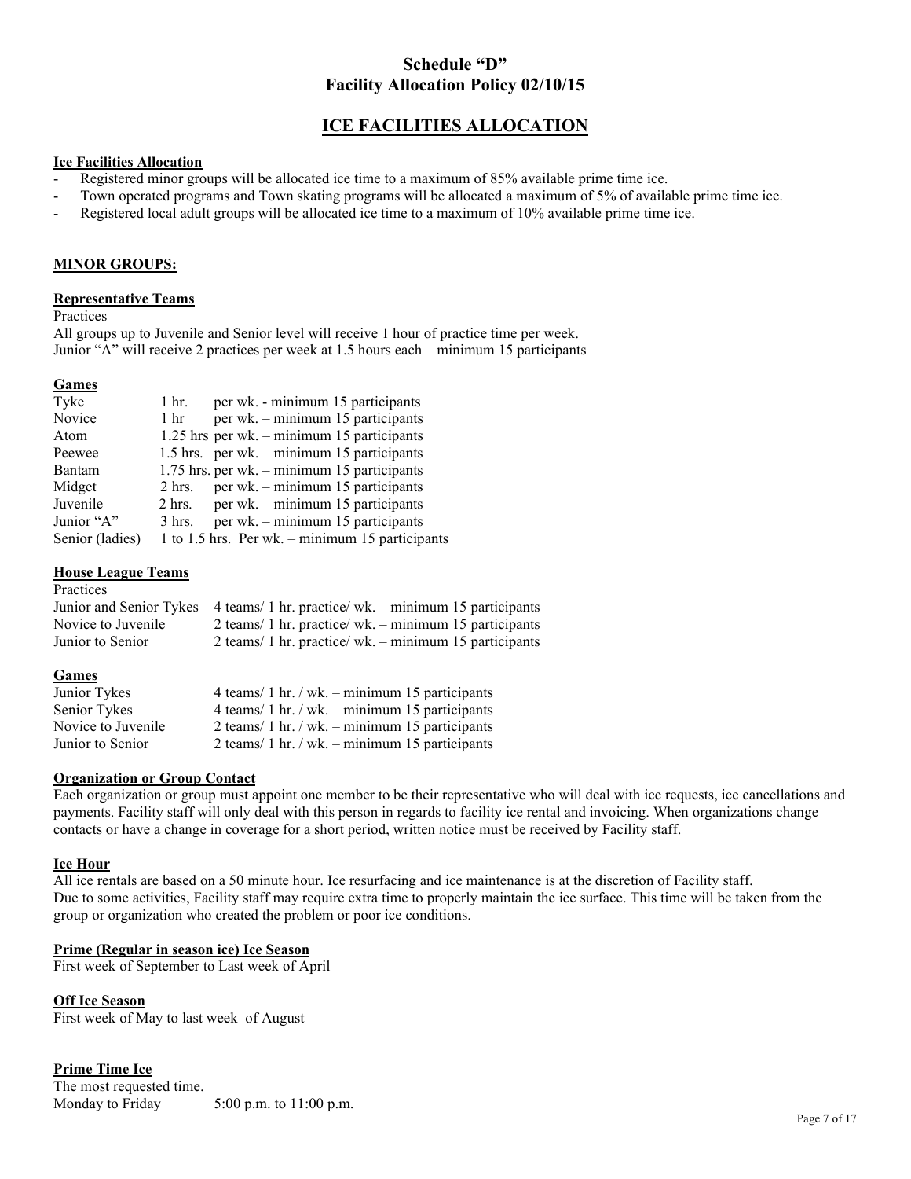# Schedule "D"
# Facility Allocation Policy 02/10/15

## ICE FACILITIES ALLOCATION

**Ice Facilities Allocation**

- Registered minor groups will be allocated ice time to a maximum of 85% available prime time ice.
- Town operated programs and Town skating programs will be allocated a maximum of 5% of available prime time ice.
- Registered local adult groups will be allocated ice time to a maximum of 10% available prime time ice.

**MINOR GROUPS:**

**Representative Teams**

Practices

All groups up to Juvenile and Senior level will receive 1 hour of practice time per week.
Junior "A" will receive 2 practices per week at 1.5 hours each – minimum 15 participants

**Games**

| | |
|---|---|
| Tyke | 1 hr. per wk. - minimum 15 participants |
| Novice | 1 hr per wk. – minimum 15 participants |
| Atom | 1.25 hrs per wk. – minimum 15 participants |
| Peewee | 1.5 hrs. per wk. – minimum 15 participants |
| Bantam | 1.75 hrs. per wk. – minimum 15 participants |
| Midget | 2 hrs. per wk. – minimum 15 participants |
| Juvenile | 2 hrs. per wk. – minimum 15 participants |
| Junior "A" | 3 hrs. per wk. – minimum 15 participants |
| Senior (ladies) | 1 to 1.5 hrs. Per wk. – minimum 15 participants |

**House League Teams**

Practices

| | |
|---|---|
| Junior and Senior Tykes | 4 teams/ 1 hr. practice/ wk. – minimum 15 participants |
| Novice to Juvenile | 2 teams/ 1 hr. practice/ wk. – minimum 15 participants |
| Junior to Senior | 2 teams/ 1 hr. practice/ wk. – minimum 15 participants |

**Games**

| | |
|---|---|
| Junior Tykes | 4 teams/ 1 hr. / wk. – minimum 15 participants |
| Senior Tykes | 4 teams/ 1 hr. / wk. – minimum 15 participants |
| Novice to Juvenile | 2 teams/ 1 hr. / wk. – minimum 15 participants |
| Junior to Senior | 2 teams/ 1 hr. / wk. – minimum 15 participants |

**Organization or Group Contact**

Each organization or group must appoint one member to be their representative who will deal with ice requests, ice cancellations and payments. Facility staff will only deal with this person in regards to facility ice rental and invoicing. When organizations change contacts or have a change in coverage for a short period, written notice must be received by Facility staff.

**Ice Hour**

All ice rentals are based on a 50 minute hour. Ice resurfacing and ice maintenance is at the discretion of Facility staff.
Due to some activities, Facility staff may require extra time to properly maintain the ice surface. This time will be taken from the group or organization who created the problem or poor ice conditions.

**Prime (Regular in season ice) Ice Season**

First week of September to Last week of April

**Off Ice Season**

First week of May to last week of August

**Prime Time Ice**

The most requested time.
Monday to Friday 5:00 p.m. to 11:00 p.m.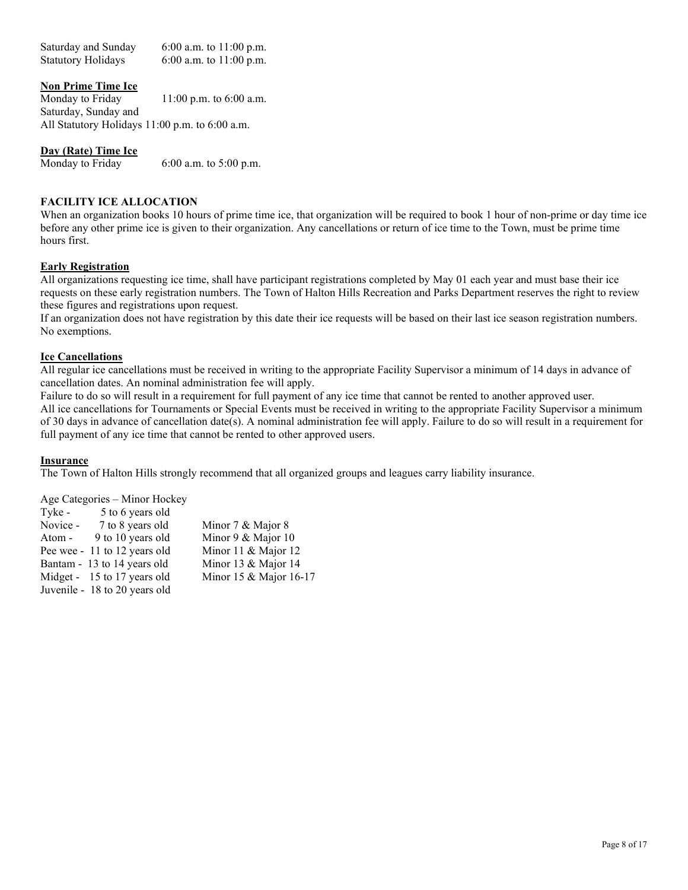| | |
|---|---|
| Saturday and Sunday | 6:00 a.m. to 11:00 p.m. |
| Statutory Holidays | 6:00 a.m. to 11:00 p.m. |

**Non Prime Time Ice**

| | |
|---|---|
| Monday to Friday | 11:00 p.m. to 6:00 a.m. |
| Saturday, Sunday and All Statutory Holidays | 11:00 p.m. to 6:00 a.m. |

**Day (Rate) Time Ice**

| | |
|---|---|
| Monday to Friday | 6:00 a.m. to 5:00 p.m. |

## FACILITY ICE ALLOCATION

When an organization books 10 hours of prime time ice, that organization will be required to book 1 hour of non-prime or day time ice before any other prime ice is given to their organization. Any cancellations or return of ice time to the Town, must be prime time hours first.

### Early Registration

All organizations requesting ice time, shall have participant registrations completed by May 01 each year and must base their ice requests on these early registration numbers. The Town of Halton Hills Recreation and Parks Department reserves the right to review these figures and registrations upon request.

If an organization does not have registration by this date their ice requests will be based on their last ice season registration numbers. No exemptions.

### Ice Cancellations

All regular ice cancellations must be received in writing to the appropriate Facility Supervisor a minimum of 14 days in advance of cancellation dates. An nominal administration fee will apply.

Failure to do so will result in a requirement for full payment of any ice time that cannot be rented to another approved user.

All ice cancellations for Tournaments or Special Events must be received in writing to the appropriate Facility Supervisor a minimum of 30 days in advance of cancellation date(s). A nominal administration fee will apply. Failure to do so will result in a requirement for full payment of any ice time that cannot be rented to other approved users.

### Insurance

The Town of Halton Hills strongly recommend that all organized groups and leagues carry liability insurance.

Age Categories – Minor Hockey

| | | |
|---|---|---|
| Tyke - | 5 to 6 years old | |
| Novice - | 7 to 8 years old | Minor 7 & Major 8 |
| Atom - | 9 to 10 years old | Minor 9 & Major 10 |
| Pee wee - | 11 to 12 years old | Minor 11 & Major 12 |
| Bantam - | 13 to 14 years old | Minor 13 & Major 14 |
| Midget - | 15 to 17 years old | Minor 15 & Major 16-17 |
| Juvenile - | 18 to 20 years old | |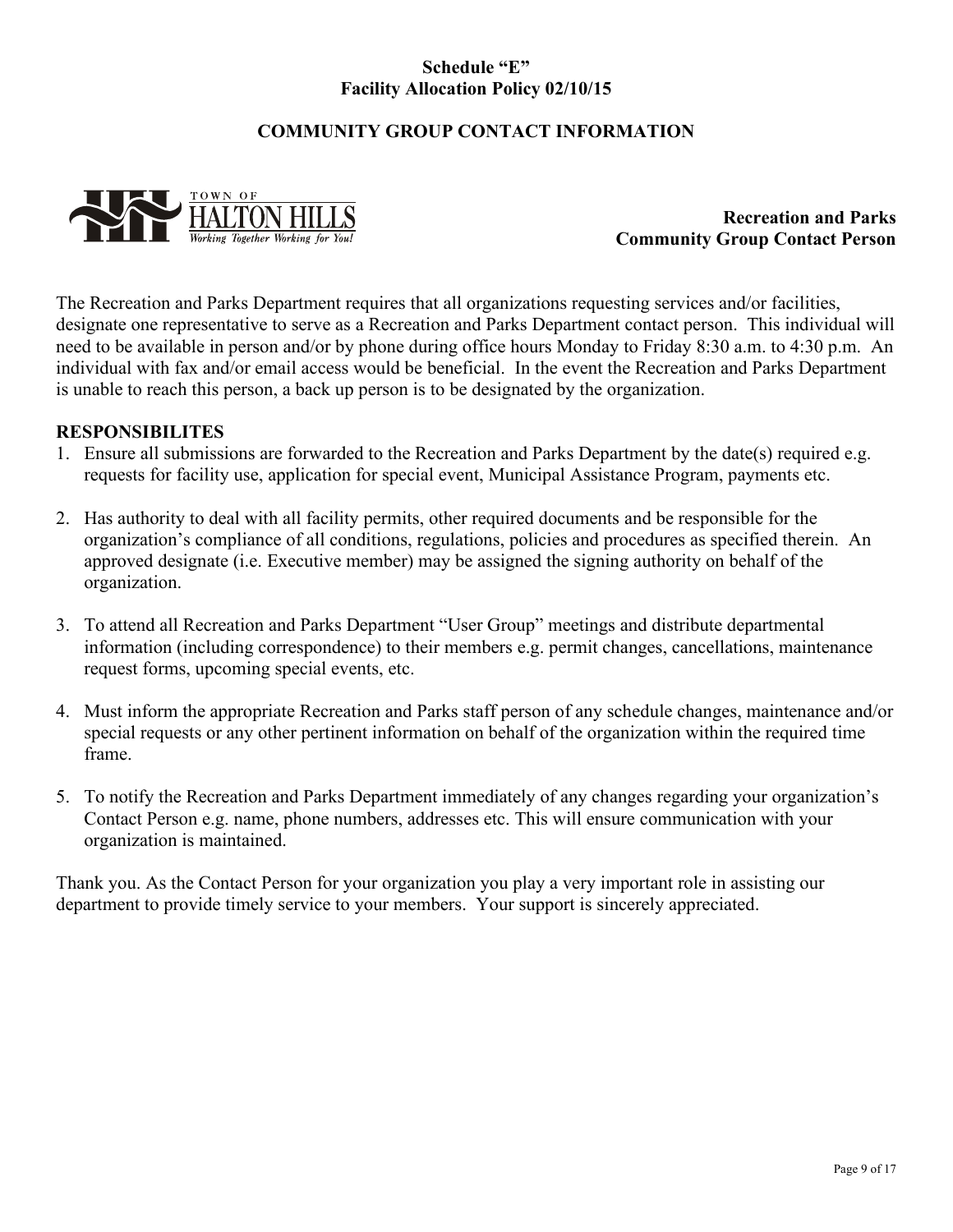**Schedule "E"**
**Facility Allocation Policy 02/10/15**

## COMMUNITY GROUP CONTACT INFORMATION

TOWN OF HALTON HILLS
*Working Together Working for You!*

**Recreation and Parks**
**Community Group Contact Person**

The Recreation and Parks Department requires that all organizations requesting services and/or facilities, designate one representative to serve as a Recreation and Parks Department contact person. This individual will need to be available in person and/or by phone during office hours Monday to Friday 8:30 a.m. to 4:30 p.m. An individual with fax and/or email access would be beneficial. In the event the Recreation and Parks Department is unable to reach this person, a back up person is to be designated by the organization.

### RESPONSIBILITES

1. Ensure all submissions are forwarded to the Recreation and Parks Department by the date(s) required e.g. requests for facility use, application for special event, Municipal Assistance Program, payments etc.

2. Has authority to deal with all facility permits, other required documents and be responsible for the organization's compliance of all conditions, regulations, policies and procedures as specified therein. An approved designate (i.e. Executive member) may be assigned the signing authority on behalf of the organization.

3. To attend all Recreation and Parks Department "User Group" meetings and distribute departmental information (including correspondence) to their members e.g. permit changes, cancellations, maintenance request forms, upcoming special events, etc.

4. Must inform the appropriate Recreation and Parks staff person of any schedule changes, maintenance and/or special requests or any other pertinent information on behalf of the organization within the required time frame.

5. To notify the Recreation and Parks Department immediately of any changes regarding your organization's Contact Person e.g. name, phone numbers, addresses etc. This will ensure communication with your organization is maintained.

Thank you. As the Contact Person for your organization you play a very important role in assisting our department to provide timely service to your members. Your support is sincerely appreciated.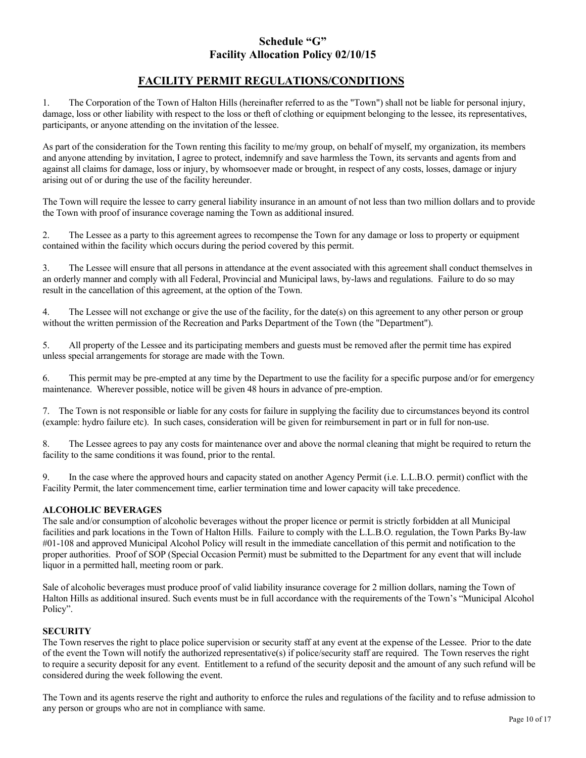# Schedule "G"
# Facility Allocation Policy 02/10/15

## FACILITY PERMIT REGULATIONS/CONDITIONS

1. The Corporation of the Town of Halton Hills (hereinafter referred to as the "Town") shall not be liable for personal injury, damage, loss or other liability with respect to the loss or theft of clothing or equipment belonging to the lessee, its representatives, participants, or anyone attending on the invitation of the lessee.

As part of the consideration for the Town renting this facility to me/my group, on behalf of myself, my organization, its members and anyone attending by invitation, I agree to protect, indemnify and save harmless the Town, its servants and agents from and against all claims for damage, loss or injury, by whomsoever made or brought, in respect of any costs, losses, damage or injury arising out of or during the use of the facility hereunder.

The Town will require the lessee to carry general liability insurance in an amount of not less than two million dollars and to provide the Town with proof of insurance coverage naming the Town as additional insured.

2. The Lessee as a party to this agreement agrees to recompense the Town for any damage or loss to property or equipment contained within the facility which occurs during the period covered by this permit.

3. The Lessee will ensure that all persons in attendance at the event associated with this agreement shall conduct themselves in an orderly manner and comply with all Federal, Provincial and Municipal laws, by-laws and regulations. Failure to do so may result in the cancellation of this agreement, at the option of the Town.

4. The Lessee will not exchange or give the use of the facility, for the date(s) on this agreement to any other person or group without the written permission of the Recreation and Parks Department of the Town (the "Department").

5. All property of the Lessee and its participating members and guests must be removed after the permit time has expired unless special arrangements for storage are made with the Town.

6. This permit may be pre-empted at any time by the Department to use the facility for a specific purpose and/or for emergency maintenance. Wherever possible, notice will be given 48 hours in advance of pre-emption.

7. The Town is not responsible or liable for any costs for failure in supplying the facility due to circumstances beyond its control (example: hydro failure etc). In such cases, consideration will be given for reimbursement in part or in full for non-use.

8. The Lessee agrees to pay any costs for maintenance over and above the normal cleaning that might be required to return the facility to the same conditions it was found, prior to the rental.

9. In the case where the approved hours and capacity stated on another Agency Permit (i.e. L.L.B.O. permit) conflict with the Facility Permit, the later commencement time, earlier termination time and lower capacity will take precedence.

### ALCOHOLIC BEVERAGES

The sale and/or consumption of alcoholic beverages without the proper licence or permit is strictly forbidden at all Municipal facilities and park locations in the Town of Halton Hills. Failure to comply with the L.L.B.O. regulation, the Town Parks By-law #01-108 and approved Municipal Alcohol Policy will result in the immediate cancellation of this permit and notification to the proper authorities. Proof of SOP (Special Occasion Permit) must be submitted to the Department for any event that will include liquor in a permitted hall, meeting room or park.

Sale of alcoholic beverages must produce proof of valid liability insurance coverage for 2 million dollars, naming the Town of Halton Hills as additional insured. Such events must be in full accordance with the requirements of the Town's "Municipal Alcohol Policy".

### SECURITY

The Town reserves the right to place police supervision or security staff at any event at the expense of the Lessee. Prior to the date of the event the Town will notify the authorized representative(s) if police/security staff are required. The Town reserves the right to require a security deposit for any event. Entitlement to a refund of the security deposit and the amount of any such refund will be considered during the week following the event.

The Town and its agents reserve the right and authority to enforce the rules and regulations of the facility and to refuse admission to any person or groups who are not in compliance with same.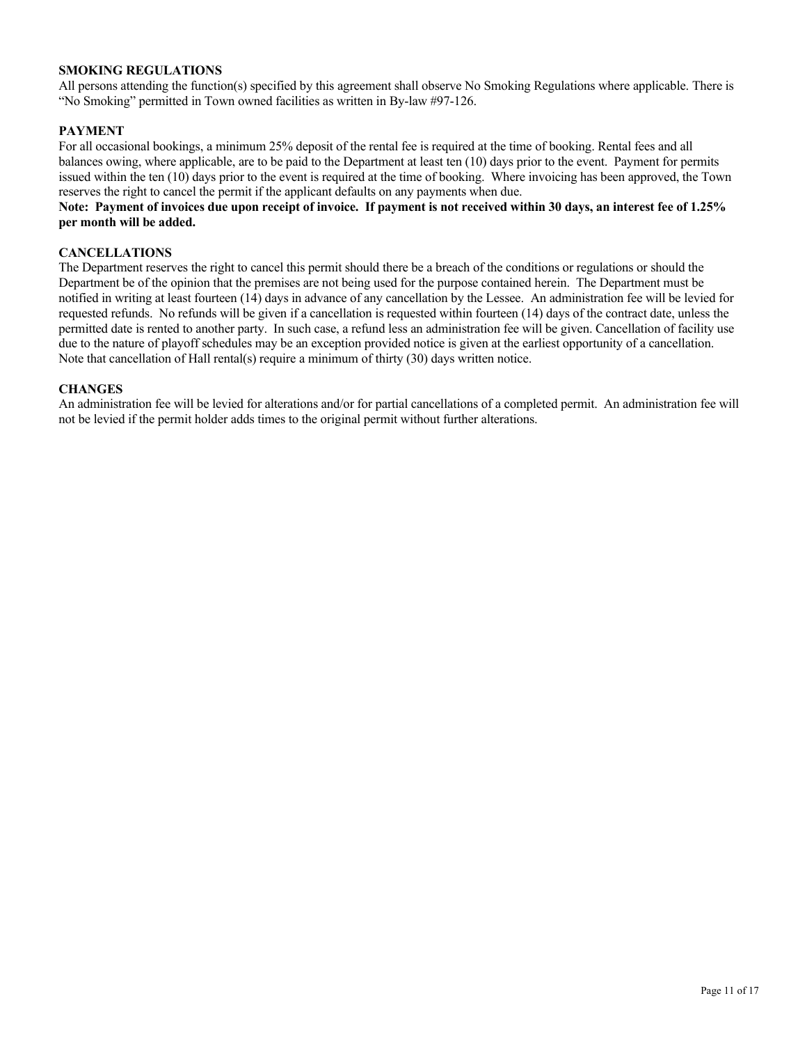## SMOKING REGULATIONS

All persons attending the function(s) specified by this agreement shall observe No Smoking Regulations where applicable. There is "No Smoking" permitted in Town owned facilities as written in By-law #97-126.

## PAYMENT

For all occasional bookings, a minimum 25% deposit of the rental fee is required at the time of booking. Rental fees and all balances owing, where applicable, are to be paid to the Department at least ten (10) days prior to the event. Payment for permits issued within the ten (10) days prior to the event is required at the time of booking. Where invoicing has been approved, the Town reserves the right to cancel the permit if the applicant defaults on any payments when due.

**Note: Payment of invoices due upon receipt of invoice. If payment is not received within 30 days, an interest fee of 1.25% per month will be added.**

## CANCELLATIONS

The Department reserves the right to cancel this permit should there be a breach of the conditions or regulations or should the Department be of the opinion that the premises are not being used for the purpose contained herein. The Department must be notified in writing at least fourteen (14) days in advance of any cancellation by the Lessee. An administration fee will be levied for requested refunds. No refunds will be given if a cancellation is requested within fourteen (14) days of the contract date, unless the permitted date is rented to another party. In such case, a refund less an administration fee will be given. Cancellation of facility use due to the nature of playoff schedules may be an exception provided notice is given at the earliest opportunity of a cancellation. Note that cancellation of Hall rental(s) require a minimum of thirty (30) days written notice.

## CHANGES

An administration fee will be levied for alterations and/or for partial cancellations of a completed permit. An administration fee will not be levied if the permit holder adds times to the original permit without further alterations.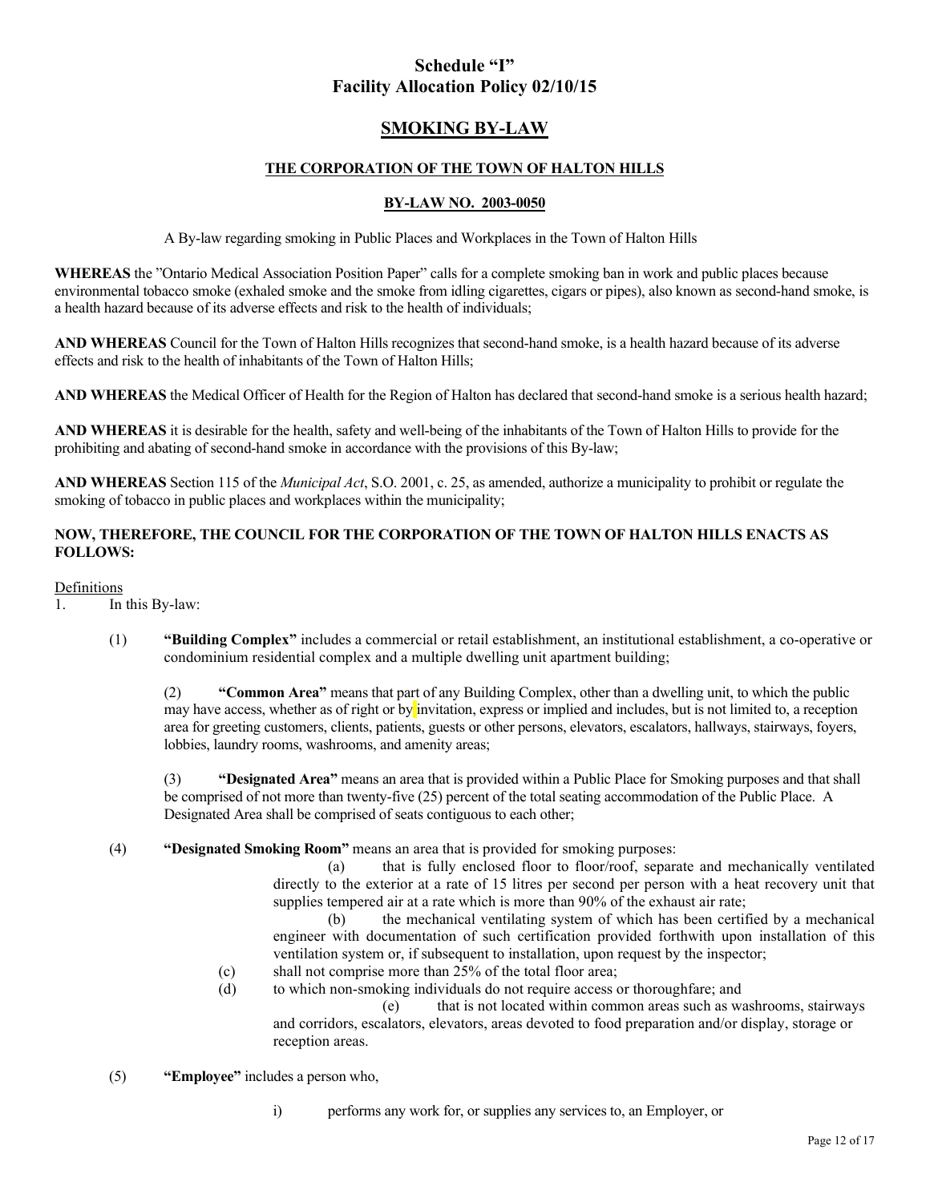# Schedule "I"
# Facility Allocation Policy 02/10/15

## SMOKING BY-LAW

### THE CORPORATION OF THE TOWN OF HALTON HILLS

### BY-LAW NO. 2003-0050

A By-law regarding smoking in Public Places and Workplaces in the Town of Halton Hills

**WHEREAS** the "Ontario Medical Association Position Paper" calls for a complete smoking ban in work and public places because environmental tobacco smoke (exhaled smoke and the smoke from idling cigarettes, cigars or pipes), also known as second-hand smoke, is a health hazard because of its adverse effects and risk to the health of individuals;

**AND WHEREAS** Council for the Town of Halton Hills recognizes that second-hand smoke, is a health hazard because of its adverse effects and risk to the health of inhabitants of the Town of Halton Hills;

**AND WHEREAS** the Medical Officer of Health for the Region of Halton has declared that second-hand smoke is a serious health hazard;

**AND WHEREAS** it is desirable for the health, safety and well-being of the inhabitants of the Town of Halton Hills to provide for the prohibiting and abating of second-hand smoke in accordance with the provisions of this By-law;

**AND WHEREAS** Section 115 of the *Municipal Act*, S.O. 2001, c. 25, as amended, authorize a municipality to prohibit or regulate the smoking of tobacco in public places and workplaces within the municipality;

**NOW, THEREFORE, THE COUNCIL FOR THE CORPORATION OF THE TOWN OF HALTON HILLS ENACTS AS FOLLOWS:**

Definitions

1. In this By-law:

(1) **"Building Complex"** includes a commercial or retail establishment, an institutional establishment, a co-operative or condominium residential complex and a multiple dwelling unit apartment building;

(2) **"Common Area"** means that part of any Building Complex, other than a dwelling unit, to which the public may have access, whether as of right or by invitation, express or implied and includes, but is not limited to, a reception area for greeting customers, clients, patients, guests or other persons, elevators, escalators, hallways, stairways, foyers, lobbies, laundry rooms, washrooms, and amenity areas;

(3) **"Designated Area"** means an area that is provided within a Public Place for Smoking purposes and that shall be comprised of not more than twenty-five (25) percent of the total seating accommodation of the Public Place. A Designated Area shall be comprised of seats contiguous to each other;

(4) **"Designated Smoking Room"** means an area that is provided for smoking purposes:

(a) that is fully enclosed floor to floor/roof, separate and mechanically ventilated directly to the exterior at a rate of 15 litres per second per person with a heat recovery unit that supplies tempered air at a rate which is more than 90% of the exhaust air rate;

(b) the mechanical ventilating system of which has been certified by a mechanical engineer with documentation of such certification provided forthwith upon installation of this ventilation system or, if subsequent to installation, upon request by the inspector;

(c) shall not comprise more than 25% of the total floor area;

(d) to which non-smoking individuals do not require access or thoroughfare; and

(e) that is not located within common areas such as washrooms, stairways and corridors, escalators, elevators, areas devoted to food preparation and/or display, storage or reception areas.

(5) **"Employee"** includes a person who,

i) performs any work for, or supplies any services to, an Employer, or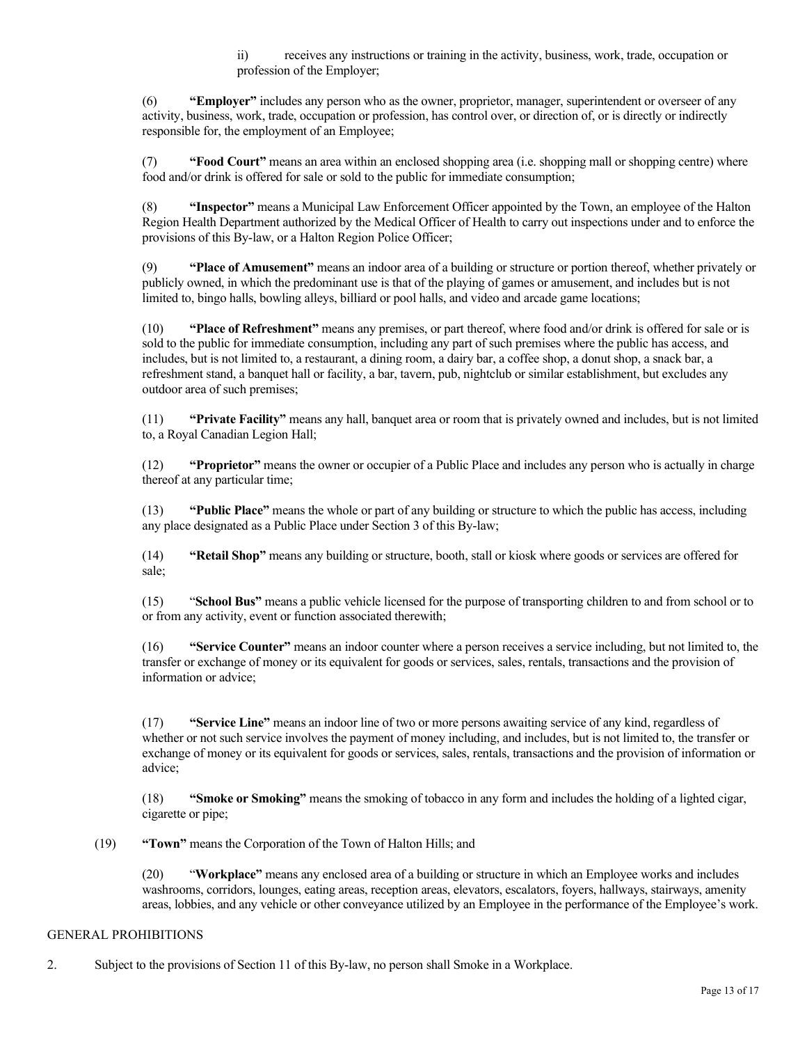ii) receives any instructions or training in the activity, business, work, trade, occupation or profession of the Employer;

(6) **"Employer"** includes any person who as the owner, proprietor, manager, superintendent or overseer of any activity, business, work, trade, occupation or profession, has control over, or direction of, or is directly or indirectly responsible for, the employment of an Employee;

(7) **"Food Court"** means an area within an enclosed shopping area (i.e. shopping mall or shopping centre) where food and/or drink is offered for sale or sold to the public for immediate consumption;

(8) **"Inspector"** means a Municipal Law Enforcement Officer appointed by the Town, an employee of the Halton Region Health Department authorized by the Medical Officer of Health to carry out inspections under and to enforce the provisions of this By-law, or a Halton Region Police Officer;

(9) **"Place of Amusement"** means an indoor area of a building or structure or portion thereof, whether privately or publicly owned, in which the predominant use is that of the playing of games or amusement, and includes but is not limited to, bingo halls, bowling alleys, billiard or pool halls, and video and arcade game locations;

(10) **"Place of Refreshment"** means any premises, or part thereof, where food and/or drink is offered for sale or is sold to the public for immediate consumption, including any part of such premises where the public has access, and includes, but is not limited to, a restaurant, a dining room, a dairy bar, a coffee shop, a donut shop, a snack bar, a refreshment stand, a banquet hall or facility, a bar, tavern, pub, nightclub or similar establishment, but excludes any outdoor area of such premises;

(11) **"Private Facility"** means any hall, banquet area or room that is privately owned and includes, but is not limited to, a Royal Canadian Legion Hall;

(12) **"Proprietor"** means the owner or occupier of a Public Place and includes any person who is actually in charge thereof at any particular time;

(13) **"Public Place"** means the whole or part of any building or structure to which the public has access, including any place designated as a Public Place under Section 3 of this By-law;

(14) **"Retail Shop"** means any building or structure, booth, stall or kiosk where goods or services are offered for sale;

(15) "**School Bus"** means a public vehicle licensed for the purpose of transporting children to and from school or to or from any activity, event or function associated therewith;

(16) **"Service Counter"** means an indoor counter where a person receives a service including, but not limited to, the transfer or exchange of money or its equivalent for goods or services, sales, rentals, transactions and the provision of information or advice;

(17) **"Service Line"** means an indoor line of two or more persons awaiting service of any kind, regardless of whether or not such service involves the payment of money including, and includes, but is not limited to, the transfer or exchange of money or its equivalent for goods or services, sales, rentals, transactions and the provision of information or advice;

(18) **"Smoke or Smoking"** means the smoking of tobacco in any form and includes the holding of a lighted cigar, cigarette or pipe;

(19) **"Town"** means the Corporation of the Town of Halton Hills; and

(20) "**Workplace"** means any enclosed area of a building or structure in which an Employee works and includes washrooms, corridors, lounges, eating areas, reception areas, elevators, escalators, foyers, hallways, stairways, amenity areas, lobbies, and any vehicle or other conveyance utilized by an Employee in the performance of the Employee's work.

GENERAL PROHIBITIONS

2. Subject to the provisions of Section 11 of this By-law, no person shall Smoke in a Workplace.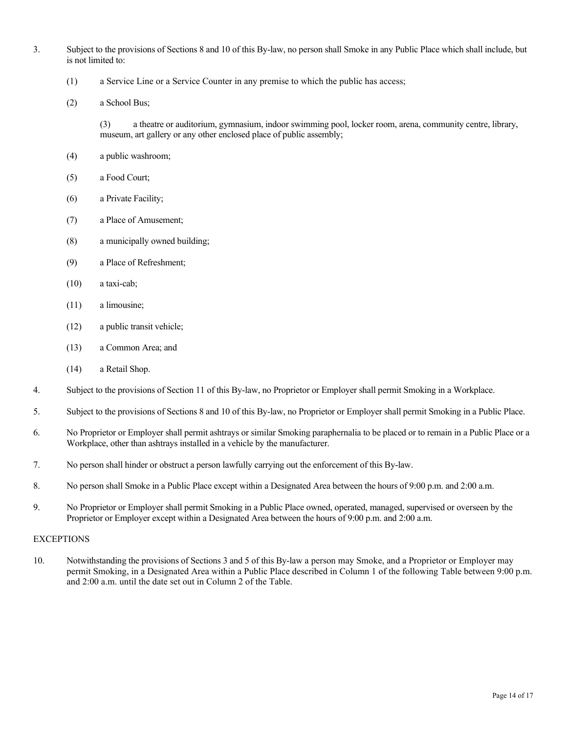3. Subject to the provisions of Sections 8 and 10 of this By-law, no person shall Smoke in any Public Place which shall include, but is not limited to:

   (1) a Service Line or a Service Counter in any premise to which the public has access;

   (2) a School Bus;

   (3) a theatre or auditorium, gymnasium, indoor swimming pool, locker room, arena, community centre, library, museum, art gallery or any other enclosed place of public assembly;

   (4) a public washroom;

   (5) a Food Court;

   (6) a Private Facility;

   (7) a Place of Amusement;

   (8) a municipally owned building;

   (9) a Place of Refreshment;

   (10) a taxi-cab;

   (11) a limousine;

   (12) a public transit vehicle;

   (13) a Common Area; and

   (14) a Retail Shop.

4. Subject to the provisions of Section 11 of this By-law, no Proprietor or Employer shall permit Smoking in a Workplace.

5. Subject to the provisions of Sections 8 and 10 of this By-law, no Proprietor or Employer shall permit Smoking in a Public Place.

6. No Proprietor or Employer shall permit ashtrays or similar Smoking paraphernalia to be placed or to remain in a Public Place or a Workplace, other than ashtrays installed in a vehicle by the manufacturer.

7. No person shall hinder or obstruct a person lawfully carrying out the enforcement of this By-law.

8. No person shall Smoke in a Public Place except within a Designated Area between the hours of 9:00 p.m. and 2:00 a.m.

9. No Proprietor or Employer shall permit Smoking in a Public Place owned, operated, managed, supervised or overseen by the Proprietor or Employer except within a Designated Area between the hours of 9:00 p.m. and 2:00 a.m.

EXCEPTIONS

10. Notwithstanding the provisions of Sections 3 and 5 of this By-law a person may Smoke, and a Proprietor or Employer may permit Smoking, in a Designated Area within a Public Place described in Column 1 of the following Table between 9:00 p.m. and 2:00 a.m. until the date set out in Column 2 of the Table.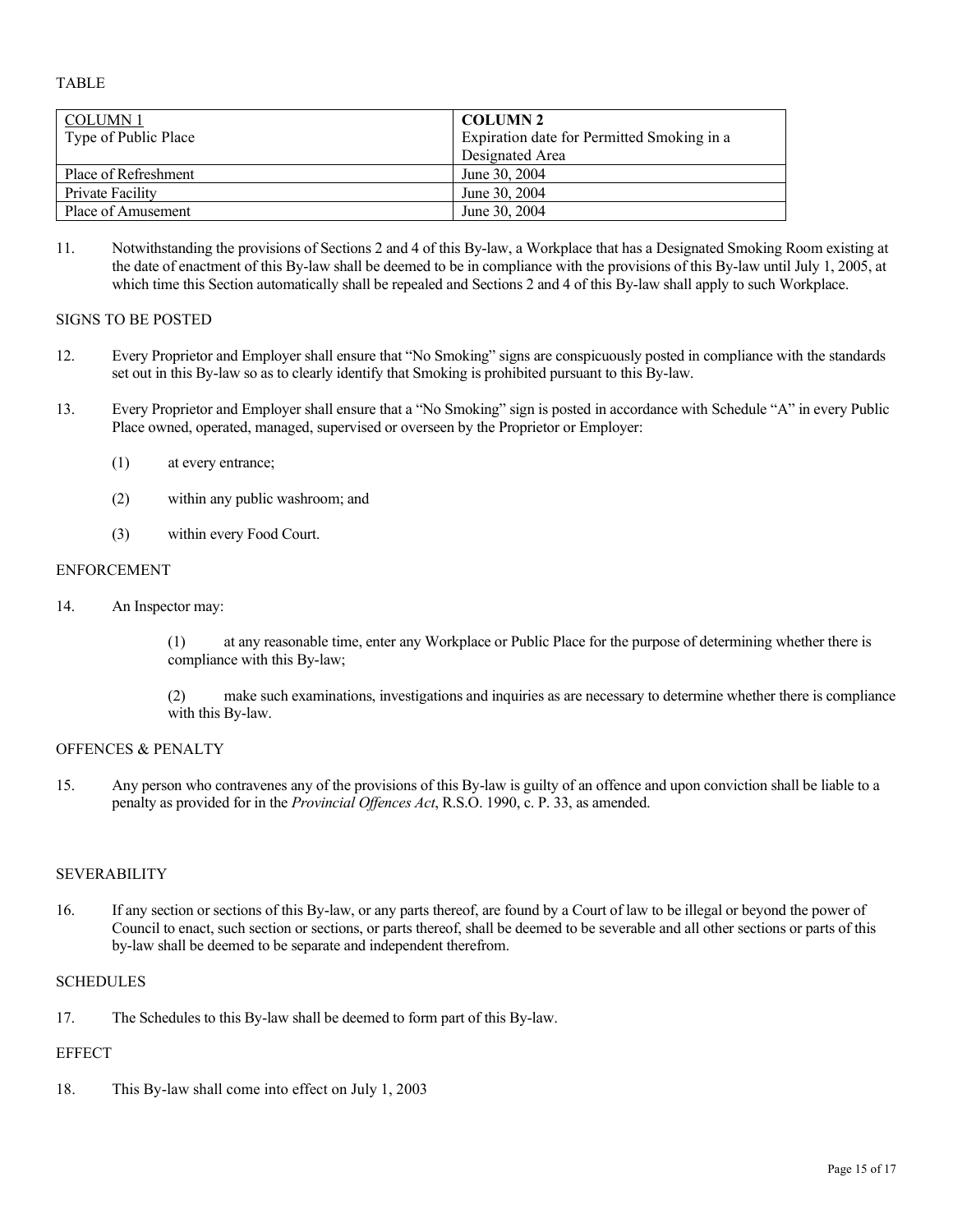TABLE

| COLUMN 1<br>Type of Public Place | **COLUMN 2**<br>Expiration date for Permitted Smoking in a Designated Area |
|---|---|
| Place of Refreshment | June 30, 2004 |
| Private Facility | June 30, 2004 |
| Place of Amusement | June 30, 2004 |

11. Notwithstanding the provisions of Sections 2 and 4 of this By-law, a Workplace that has a Designated Smoking Room existing at the date of enactment of this By-law shall be deemed to be in compliance with the provisions of this By-law until July 1, 2005, at which time this Section automatically shall be repealed and Sections 2 and 4 of this By-law shall apply to such Workplace.

SIGNS TO BE POSTED

12. Every Proprietor and Employer shall ensure that "No Smoking" signs are conspicuously posted in compliance with the standards set out in this By-law so as to clearly identify that Smoking is prohibited pursuant to this By-law.

13. Every Proprietor and Employer shall ensure that a "No Smoking" sign is posted in accordance with Schedule "A" in every Public Place owned, operated, managed, supervised or overseen by the Proprietor or Employer:

    (1) at every entrance;

    (2) within any public washroom; and

    (3) within every Food Court.

ENFORCEMENT

14. An Inspector may:

    (1) at any reasonable time, enter any Workplace or Public Place for the purpose of determining whether there is compliance with this By-law;

    (2) make such examinations, investigations and inquiries as are necessary to determine whether there is compliance with this By-law.

OFFENCES & PENALTY

15. Any person who contravenes any of the provisions of this By-law is guilty of an offence and upon conviction shall be liable to a penalty as provided for in the *Provincial Offences Act*, R.S.O. 1990, c. P. 33, as amended.

SEVERABILITY

16. If any section or sections of this By-law, or any parts thereof, are found by a Court of law to be illegal or beyond the power of Council to enact, such section or sections, or parts thereof, shall be deemed to be severable and all other sections or parts of this by-law shall be deemed to be separate and independent therefrom.

SCHEDULES

17. The Schedules to this By-law shall be deemed to form part of this By-law.

EFFECT

18. This By-law shall come into effect on July 1, 2003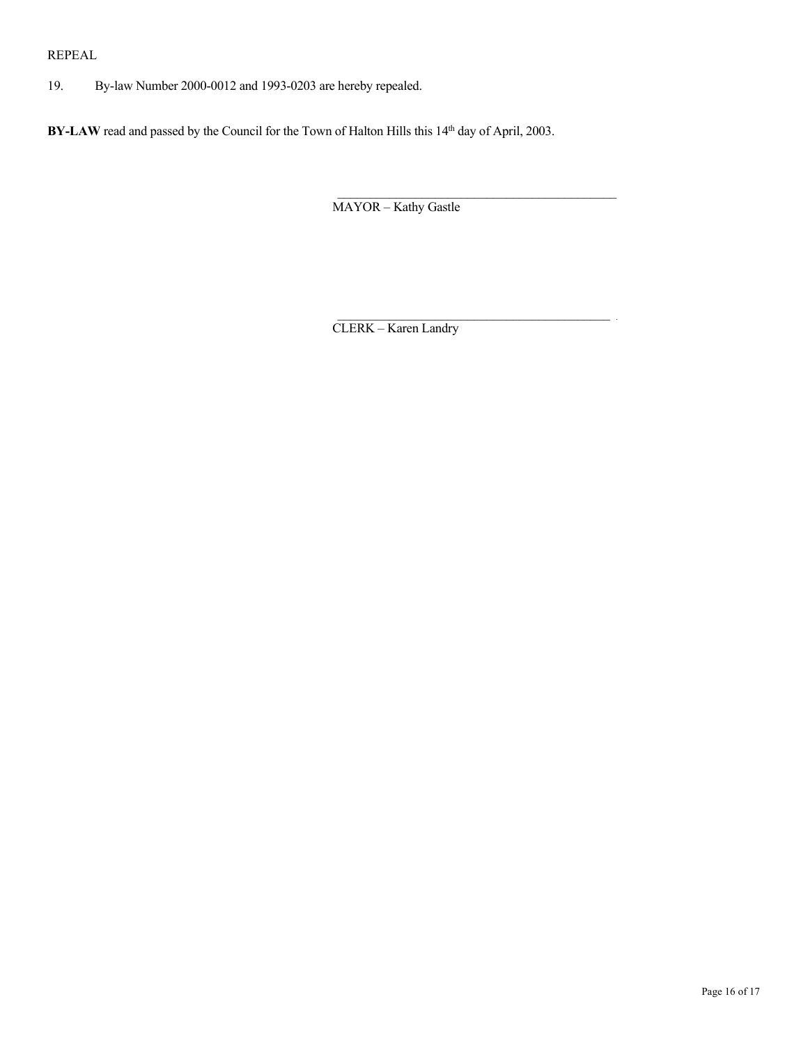REPEAL

19. By-law Number 2000-0012 and 1993-0203 are hereby repealed.

**BY-LAW** read and passed by the Council for the Town of Halton Hills this 14th day of April, 2003.

\_\_\_\_\_\_\_\_\_\_\_\_\_\_\_\_\_\_\_\_\_\_\_\_\_\_\_\_\_\_\_\_\_\_\_\_\_\_\_\_\_\_\_\_

MAYOR – Kathy Gastle

\_\_\_\_\_\_\_\_\_\_\_\_\_\_\_\_\_\_\_\_\_\_\_\_\_\_\_\_\_\_\_\_\_\_\_\_\_\_\_\_\_\_\_\_

CLERK – Karen Landry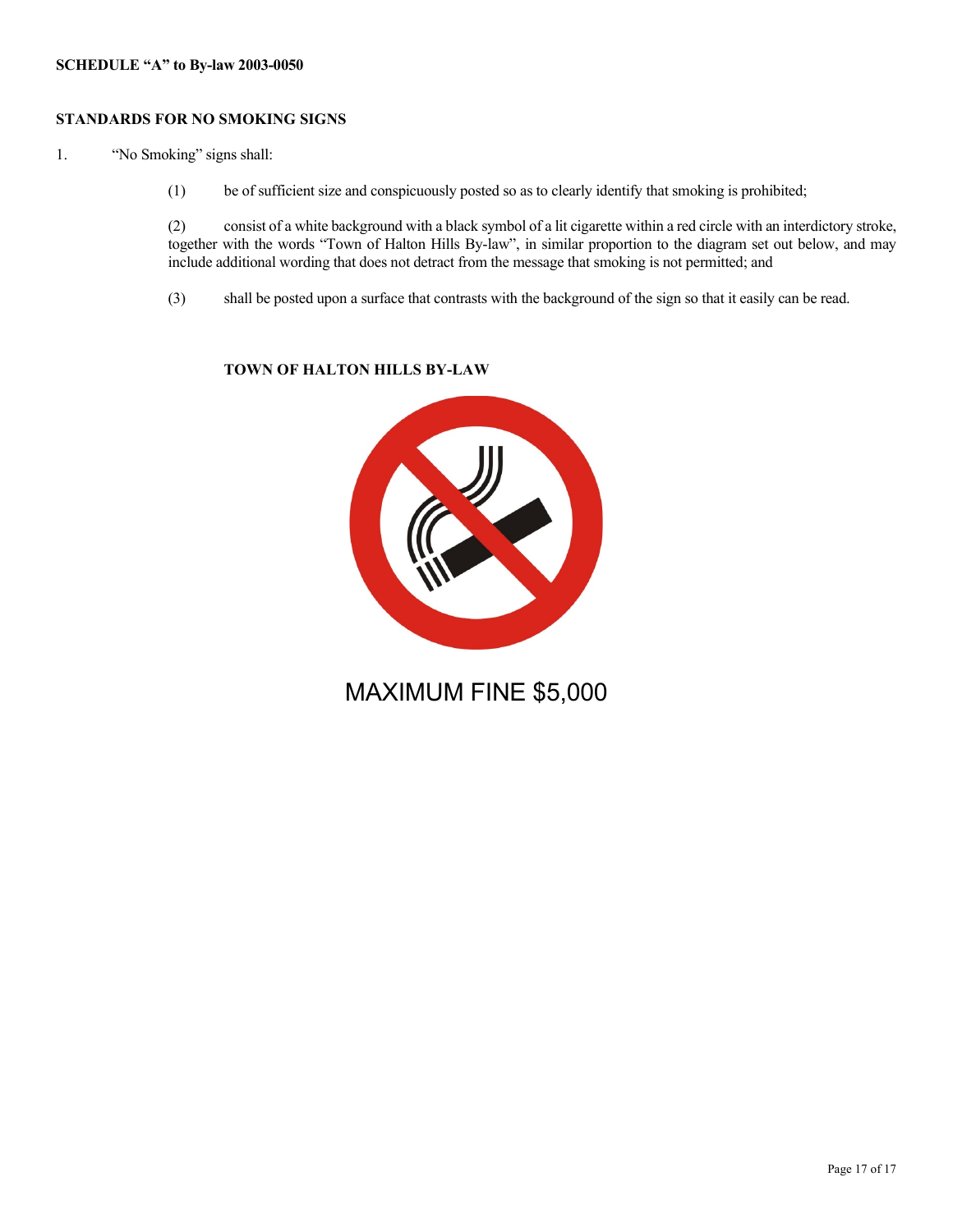**SCHEDULE "A" to By-law 2003-0050**

**STANDARDS FOR NO SMOKING SIGNS**

1. "No Smoking" signs shall:

   (1) be of sufficient size and conspicuously posted so as to clearly identify that smoking is prohibited;

   (2) consist of a white background with a black symbol of a lit cigarette within a red circle with an interdictory stroke, together with the words "Town of Halton Hills By-law", in similar proportion to the diagram set out below, and may include additional wording that does not detract from the message that smoking is not permitted; and

   (3) shall be posted upon a surface that contrasts with the background of the sign so that it easily can be read.

**TOWN OF HALTON HILLS BY-LAW**

MAXIMUM FINE $5,000